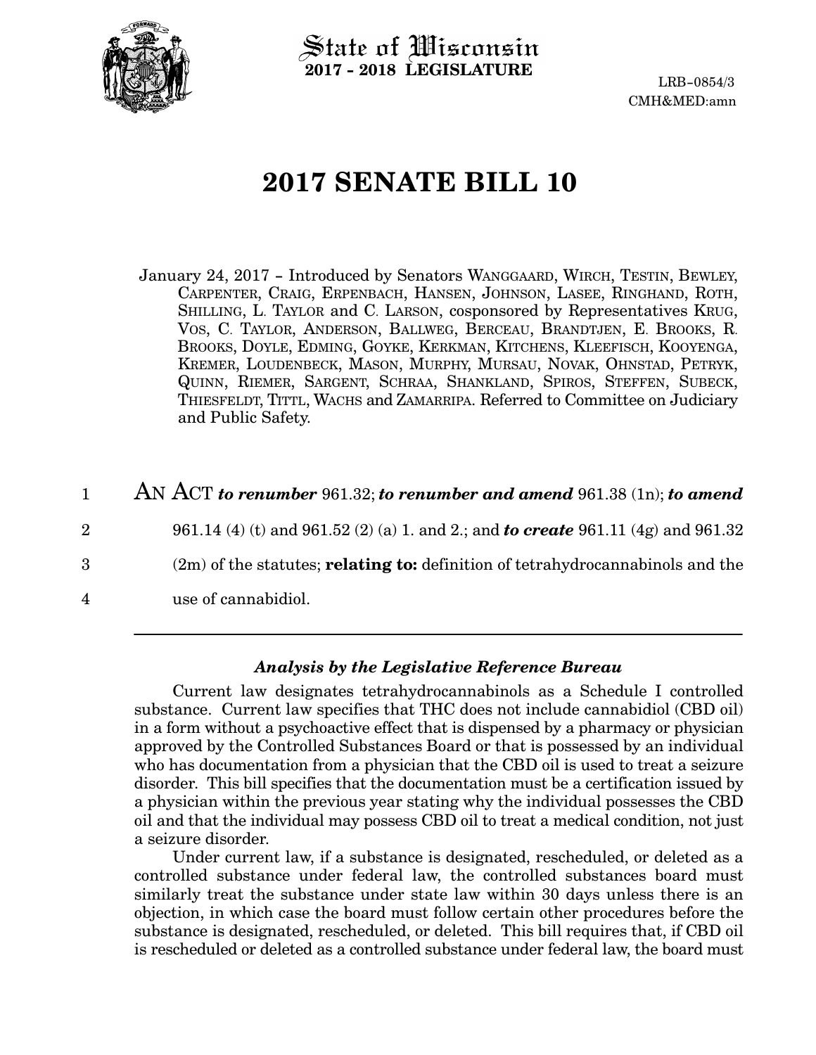State of Wisconsin
**2017 - 2018 LEGISLATURE**

LRB-0854/3
CMH&MED:amn

# 2017 SENATE BILL 10

January 24, 2017 - Introduced by Senators WANGGAARD, WIRCH, TESTIN, BEWLEY, CARPENTER, CRAIG, ERPENBACH, HANSEN, JOHNSON, LASEE, RINGHAND, ROTH, SHILLING, L. TAYLOR and C. LARSON, cosponsored by Representatives KRUG, VOS, C. TAYLOR, ANDERSON, BALLWEG, BERCEAU, BRANDTJEN, E. BROOKS, R. BROOKS, DOYLE, EDMING, GOYKE, KERKMAN, KITCHENS, KLEEFISCH, KOOYENGA, KREMER, LOUDENBECK, MASON, MURPHY, MURSAU, NOVAK, OHNSTAD, PETRYK, QUINN, RIEMER, SARGENT, SCHRAA, SHANKLAND, SPIROS, STEFFEN, SUBECK, THIESFELDT, TITTL, WACHS and ZAMARRIPA. Referred to Committee on Judiciary and Public Safety.

1 AN ACT ***to renumber*** 961.32; ***to renumber and amend*** 961.38 (1n); ***to amend***
2 961.14 (4) (t) and 961.52 (2) (a) 1. and 2.; and ***to create*** 961.11 (4g) and 961.32
3 (2m) of the statutes; **relating to:** definition of tetrahydrocannabinols and the
4 use of cannabidiol.

---

### *Analysis by the Legislative Reference Bureau*

Current law designates tetrahydrocannabinols as a Schedule I controlled substance. Current law specifies that THC does not include cannabidiol (CBD oil) in a form without a psychoactive effect that is dispensed by a pharmacy or physician approved by the Controlled Substances Board or that is possessed by an individual who has documentation from a physician that the CBD oil is used to treat a seizure disorder. This bill specifies that the documentation must be a certification issued by a physician within the previous year stating why the individual possesses the CBD oil and that the individual may possess CBD oil to treat a medical condition, not just a seizure disorder.

Under current law, if a substance is designated, rescheduled, or deleted as a controlled substance under federal law, the controlled substances board must similarly treat the substance under state law within 30 days unless there is an objection, in which case the board must follow certain other procedures before the substance is designated, rescheduled, or deleted. This bill requires that, if CBD oil is rescheduled or deleted as a controlled substance under federal law, the board must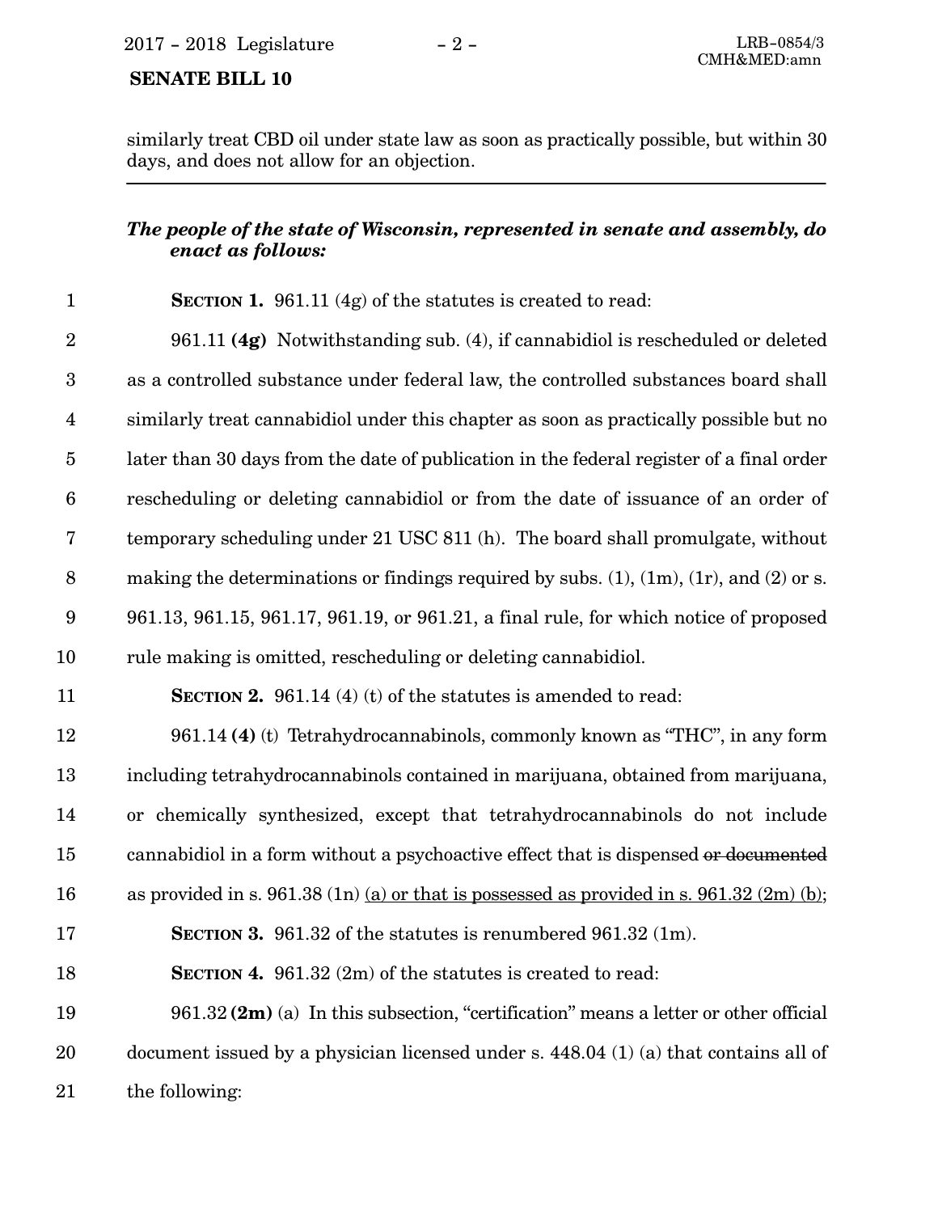similarly treat CBD oil under state law as soon as practically possible, but within 30 days, and does not allow for an objection.

---

***The people of the state of Wisconsin, represented in senate and assembly, do enact as follows:***

**SECTION 1.** 961.11 (4g) of the statutes is created to read:

961.11 **(4g)** Notwithstanding sub. (4), if cannabidiol is rescheduled or deleted as a controlled substance under federal law, the controlled substances board shall similarly treat cannabidiol under this chapter as soon as practically possible but no later than 30 days from the date of publication in the federal register of a final order rescheduling or deleting cannabidiol or from the date of issuance of an order of temporary scheduling under 21 USC 811 (h). The board shall promulgate, without making the determinations or findings required by subs. (1), (1m), (1r), and (2) or s. 961.13, 961.15, 961.17, 961.19, or 961.21, a final rule, for which notice of proposed rule making is omitted, rescheduling or deleting cannabidiol.

**SECTION 2.** 961.14 (4) (t) of the statutes is amended to read:

961.14 **(4)** (t) Tetrahydrocannabinols, commonly known as "THC", in any form including tetrahydrocannabinols contained in marijuana, obtained from marijuana, or chemically synthesized, except that tetrahydrocannabinols do not include cannabidiol in a form without a psychoactive effect that is dispensed ~~or documented~~ as provided in s. 961.38 (1n) <u>(a) or that is possessed as provided in s. 961.32 (2m) (b)</u>;

**SECTION 3.** 961.32 of the statutes is renumbered 961.32 (1m).

**SECTION 4.** 961.32 (2m) of the statutes is created to read:

961.32 **(2m)** (a) In this subsection, "certification" means a letter or other official document issued by a physician licensed under s. 448.04 (1) (a) that contains all of the following: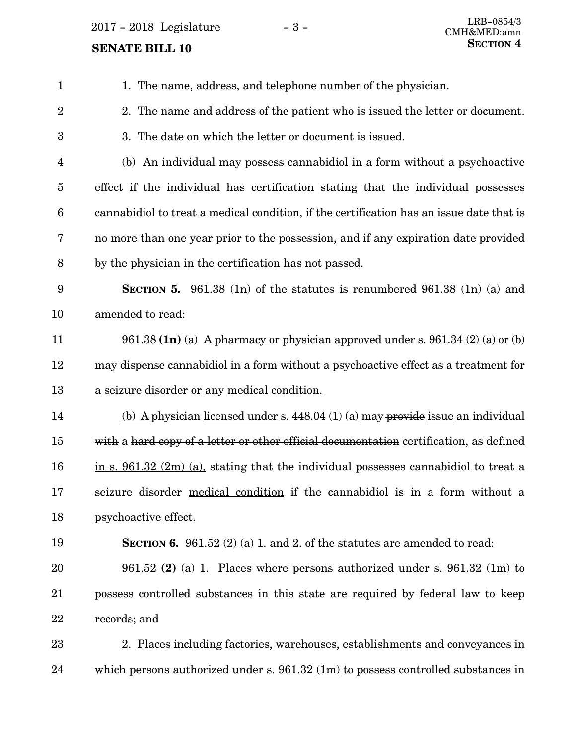1. The name, address, and telephone number of the physician.

2. The name and address of the patient who is issued the letter or document.

3. The date on which the letter or document is issued.

(b) An individual may possess cannabidiol in a form without a psychoactive effect if the individual has certification stating that the individual possesses cannabidiol to treat a medical condition, if the certification has an issue date that is no more than one year prior to the possession, and if any expiration date provided by the physician in the certification has not passed.

**SECTION 5.** 961.38 (1n) of the statutes is renumbered 961.38 (1n) (a) and amended to read:

961.38 **(1n)** (a) A pharmacy or physician approved under s. 961.34 (2) (a) or (b) may dispense cannabidiol in a form without a psychoactive effect as a treatment for a ~~seizure disorder or any~~ <u>medical condition.</u>

<u>(b) A</u> physician <u>licensed under s. 448.04 (1) (a)</u> may ~~provide~~ <u>issue</u> an individual ~~with~~ a ~~hard copy of a letter or other official documentation~~ <u>certification, as defined in s. 961.32 (2m) (a),</u> stating that the individual possesses cannabidiol to treat a ~~seizure disorder~~ <u>medical condition</u> if the cannabidiol is in a form without a psychoactive effect.

**SECTION 6.** 961.52 (2) (a) 1. and 2. of the statutes are amended to read:

961.52 **(2)** (a) 1. Places where persons authorized under s. 961.32 <u>(1m)</u> to possess controlled substances in this state are required by federal law to keep records; and

2. Places including factories, warehouses, establishments and conveyances in which persons authorized under s. 961.32 <u>(1m)</u> to possess controlled substances in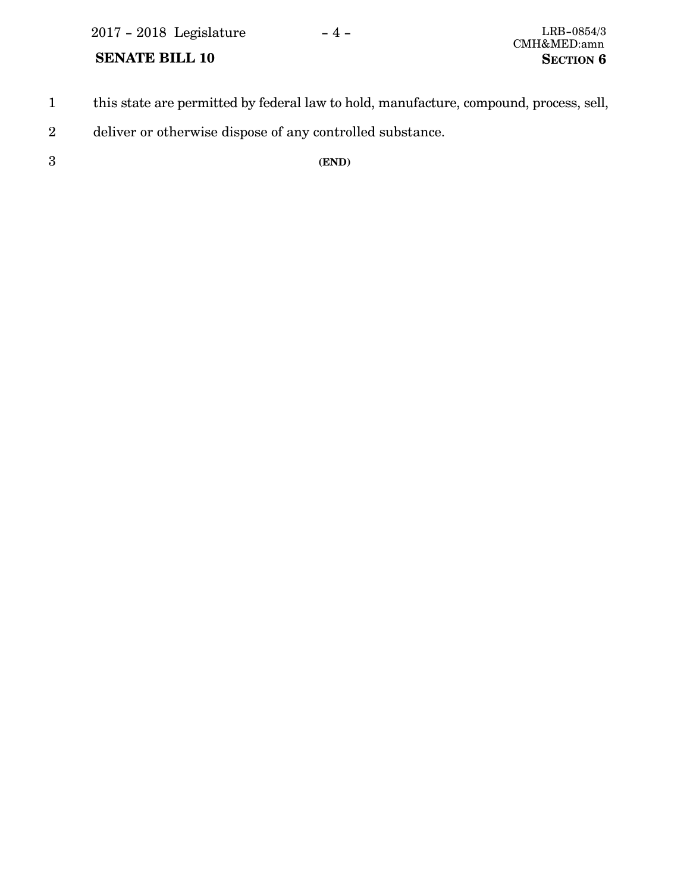this state are permitted by federal law to hold, manufacture, compound, process, sell, deliver or otherwise dispose of any controlled substance.

**(END)**